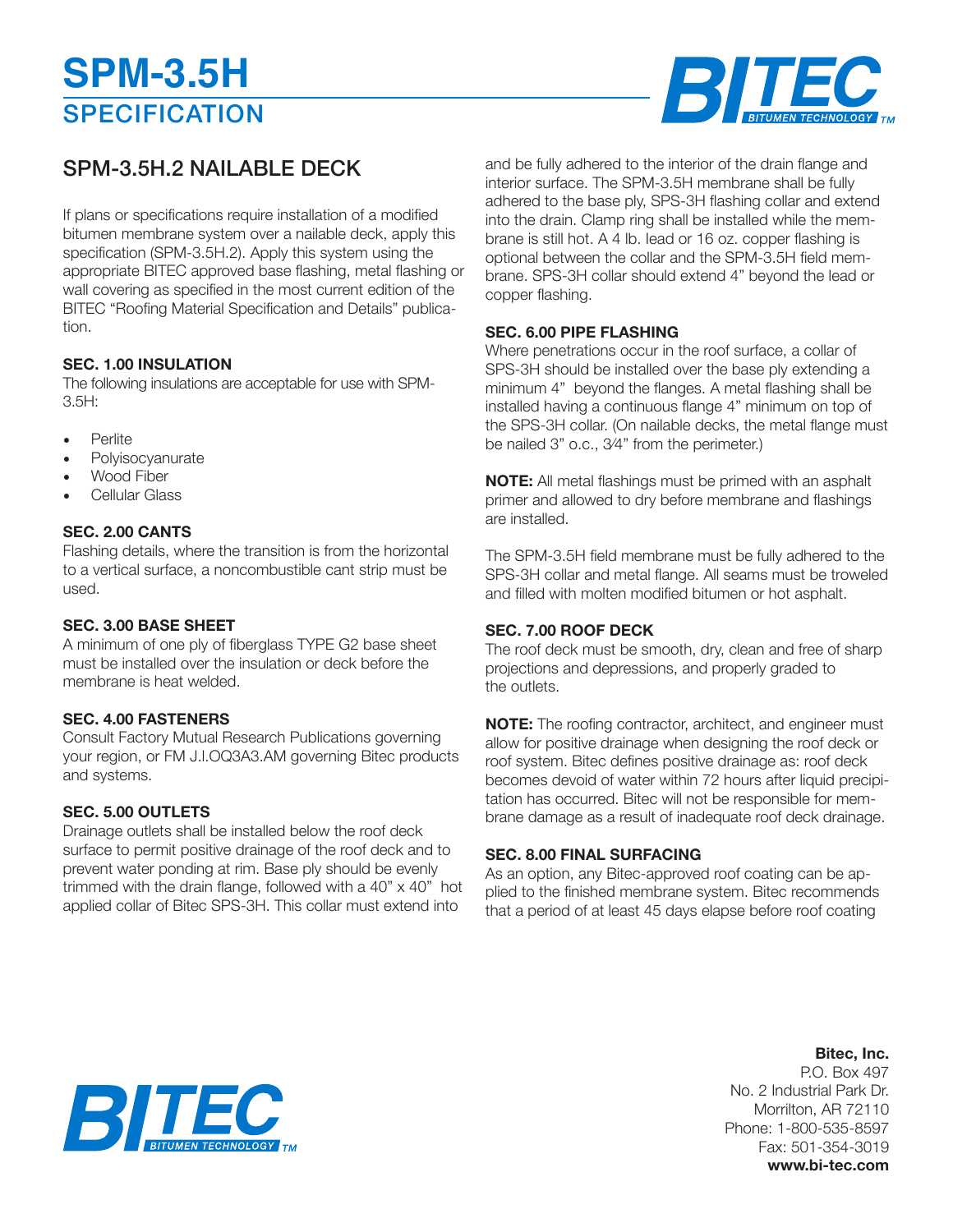# SPM-3.5H SPECIFICATION

## SPM-3.5H.2 NAILABLE DECK

If plans or specifications require installation of a modified bitumen membrane system over a nailable deck, apply this specification (SPM-3.5H.2). Apply this system using the appropriate BITEC approved base flashing, metal flashing or wall covering as specified in the most current edition of the BITEC "Roofing Material Specification and Details" publication.

### SEC. 1.00 INSULATION

The following insulations are acceptable for use with SPM-3.5H:

- Perlite
- Polyisocyanurate
- Wood Fiber
- Cellular Glass

### SEC. 2.00 CANTS

Flashing details, where the transition is from the horizontal to a vertical surface, a noncombustible cant strip must be used.

### SEC. 3.00 BASE SHEET

A minimum of one ply of fiberglass TYPE G2 base sheet must be installed over the insulation or deck before the membrane is heat welded.

### SEC. 4.00 FASTENERS

Consult Factory Mutual Research Publications governing your region, or FM J.I.OQ3A3.AM governing Bitec products and systems.

### SEC. 5.00 OUTLETS

Drainage outlets shall be installed below the roof deck surface to permit positive drainage of the roof deck and to prevent water ponding at rim. Base ply should be evenly trimmed with the drain flange, followed with a 40" x 40" hot applied collar of Bitec SPS-3H. This collar must extend into and be fully adhered to the interior of the drain flange and interior surface. The SPM-3.5H membrane shall be fully adhered to the base ply, SPS-3H flashing collar and extend into the drain. Clamp ring shall be installed while the membrane is still hot. A 4 lb. lead or 16 oz. copper flashing is optional between the collar and the SPM-3.5H field membrane. SPS-3H collar should extend 4" beyond the lead or copper flashing.

### SEC. 6.00 PIPE FLASHING

Where penetrations occur in the roof surface, a collar of SPS-3H should be installed over the base ply extending a minimum 4" beyond the flanges. A metal flashing shall be installed having a continuous flange 4" minimum on top of the SPS-3H collar. (On nailable decks, the metal flange must be nailed 3" o.c., 3⁄4" from the perimeter.)

**NOTE:** All metal flashings must be primed with an asphalt primer and allowed to dry before membrane and flashings are installed.

The SPM-3.5H field membrane must be fully adhered to the SPS-3H collar and metal flange. All seams must be troweled and filled with molten modified bitumen or hot asphalt.

### SEC. 7.00 ROOF DECK

The roof deck must be smooth, dry, clean and free of sharp projections and depressions, and properly graded to the outlets.

**NOTE:** The roofing contractor, architect, and engineer must allow for positive drainage when designing the roof deck or roof system. Bitec defines positive drainage as: roof deck becomes devoid of water within 72 hours after liquid precipitation has occurred. Bitec will not be responsible for membrane damage as a result of inadequate roof deck drainage.

### SEC. 8.00 FINAL SURFACING

As an option, any Bitec-approved roof coating can be applied to the finished membrane system. Bitec recommends that a period of at least 45 days elapse before roof coating

**Bitec, Inc.**
P.O. Box 497
No. 2 Industrial Park Dr.
Morrilton, AR 72110
Phone: 1-800-535-8597
Fax: 501-354-3019
**www.bi-tec.com**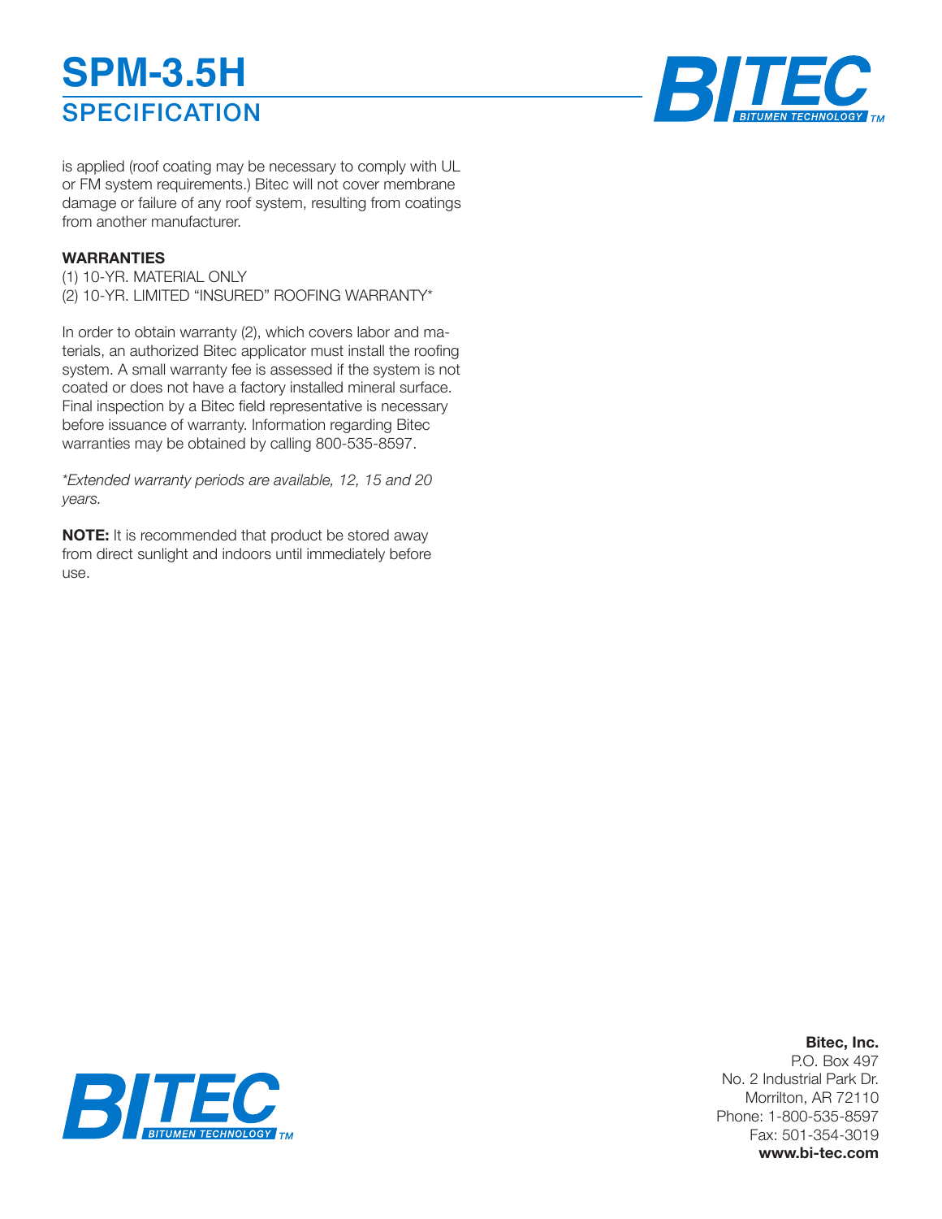# SPM-3.5H
## SPECIFICATION

is applied (roof coating may be necessary to comply with UL or FM system requirements.) Bitec will not cover membrane damage or failure of any roof system, resulting from coatings from another manufacturer.

**WARRANTIES**

(1) 10-YR. MATERIAL ONLY
(2) 10-YR. LIMITED "INSURED" ROOFING WARRANTY*

In order to obtain warranty (2), which covers labor and materials, an authorized Bitec applicator must install the roofing system. A small warranty fee is assessed if the system is not coated or does not have a factory installed mineral surface. Final inspection by a Bitec field representative is necessary before issuance of warranty. Information regarding Bitec warranties may be obtained by calling 800-535-8597.

*\*Extended warranty periods are available, 12, 15 and 20 years.*

**NOTE:** It is recommended that product be stored away from direct sunlight and indoors until immediately before use.

**Bitec, Inc.**
P.O. Box 497
No. 2 Industrial Park Dr.
Morrilton, AR 72110
Phone: 1-800-535-8597
Fax: 501-354-3019
**www.bi-tec.com**